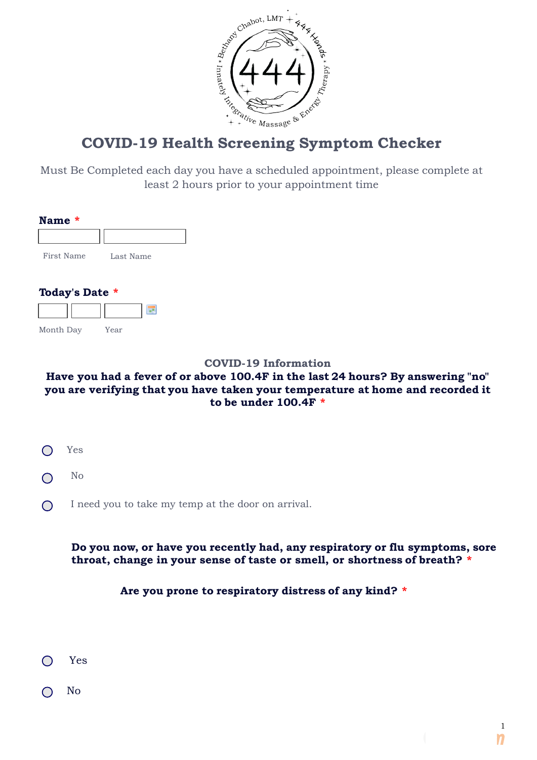# COVID-19 Health Screening Symptom Checker

Must Be Completed each day you have a scheduled appointment, please complete at least 2 hours prior to your appointment time

**Name** *

First Name | Last Name

**Today's Date** *

Month | Day | Year

### COVID-19 Information

**Have you had a fever of or above 100.4F in the last 24 hours? By answering "no" you are verifying that you have taken your temperature at home and recorded it to be under 100.4F** *

- ◯ Yes
- ◯ No
- ◯ I need you to take my temp at the door on arrival.

**Do you now, or have you recently had, any respiratory or flu symptoms, sore throat, change in your sense of taste or smell, or shortness of breath?** *

**Are you prone to respiratory distress of any kind?** *

- ◯ Yes
- ◯ No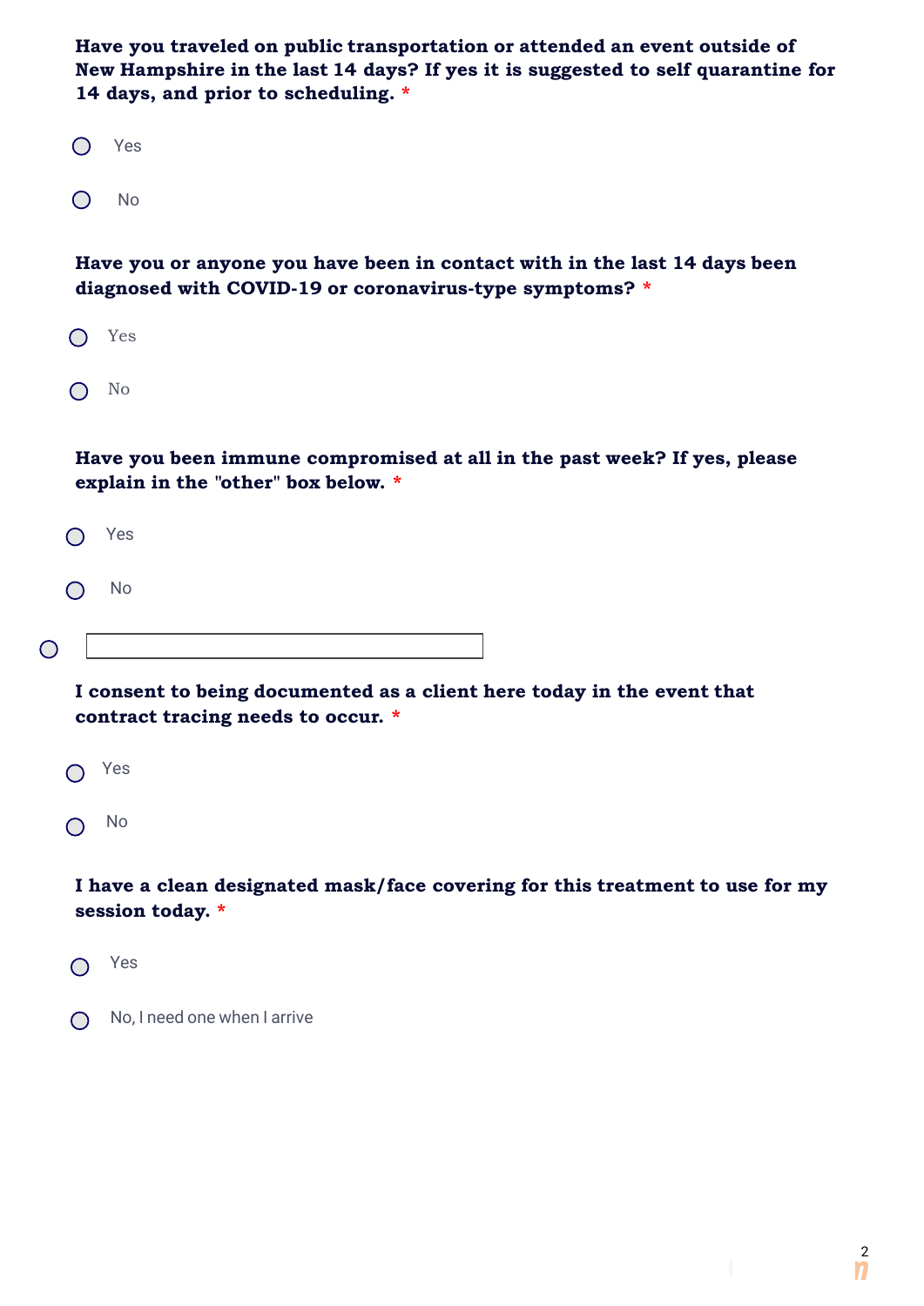**Have you traveled on public transportation or attended an event outside of New Hampshire in the last 14 days? If yes it is suggested to self quarantine for 14 days, and prior to scheduling.** *

- ◯ Yes
- ◯ No

**Have you or anyone you have been in contact with in the last 14 days been diagnosed with COVID-19 or coronavirus-type symptoms?** *

- ◯ Yes
- ◯ No

**Have you been immune compromised at all in the past week? If yes, please explain in the "other" box below.** *

- ◯ Yes
- ◯ No
- ◯ ____________________

**I consent to being documented as a client here today in the event that contract tracing needs to occur.** *

- ◯ Yes
- ◯ No

**I have a clean designated mask/face covering for this treatment to use for my session today.** *

- ◯ Yes
- ◯ No, I need one when I arrive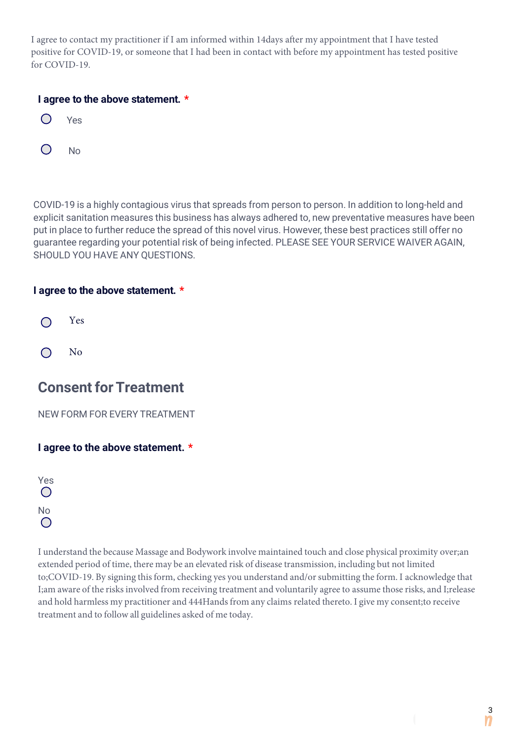I agree to contact my practitioner if I am informed within 14days after my appointment that I have tested positive for COVID-19, or someone that I had been in contact with before my appointment has tested positive for COVID-19.

**I agree to the above statement.** *

- ○ Yes
- ○ No

COVID-19 is a highly contagious virus that spreads from person to person. In addition to long-held and explicit sanitation measures this business has always adhered to, new preventative measures have been put in place to further reduce the spread of this novel virus. However, these best practices still offer no guarantee regarding your potential risk of being infected. PLEASE SEE YOUR SERVICE WAIVER AGAIN, SHOULD YOU HAVE ANY QUESTIONS.

**I agree to the above statement.** *

- ○ Yes
- ○ No

## Consent for Treatment

NEW FORM FOR EVERY TREATMENT

**I agree to the above statement.** *

- Yes ○
- No ○

I understand the because Massage and Bodywork involve maintained touch and close physical proximity over;an extended period of time, there may be an elevated risk of disease transmission, including but not limited to;COVID-19. By signing this form, checking yes you understand and/or submitting the form. I acknowledge that I;am aware of the risks involved from receiving treatment and voluntarily agree to assume those risks, and I;release and hold harmless my practitioner and 444Hands from any claims related thereto. I give my consent;to receive treatment and to follow all guidelines asked of me today.